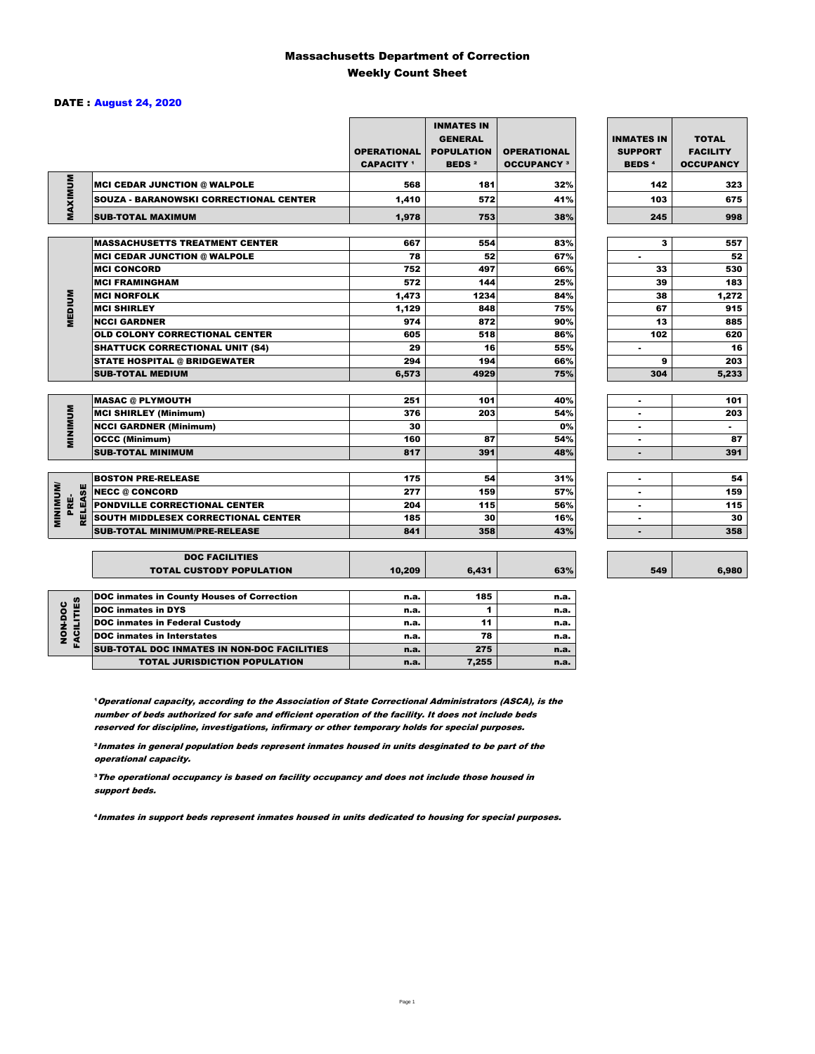# Massachusetts Department of Correction
## Weekly Count Sheet

**DATE : August 24, 2020**

| | | OPERATIONAL CAPACITY [1] | INMATES IN GENERAL POPULATION BEDS [2] | OPERATIONAL OCCUPANCY [3] | INMATES IN SUPPORT BEDS [4] | TOTAL FACILITY OCCUPANCY |
|---|---|---|---|---|---|---|
| MAXIMUM | MCI CEDAR JUNCTION @ WALPOLE | 568 | 181 | 32% | 142 | 323 |
| | SOUZA - BARANOWSKI CORRECTIONAL CENTER | 1,410 | 572 | 41% | 103 | 675 |
| | SUB-TOTAL MAXIMUM | 1,978 | 753 | 38% | 245 | 998 |
| MEDIUM | MASSACHUSETTS TREATMENT CENTER | 667 | 554 | 83% | 3 | 557 |
| | MCI CEDAR JUNCTION @ WALPOLE | 78 | 52 | 67% | - | 52 |
| | MCI CONCORD | 752 | 497 | 66% | 33 | 530 |
| | MCI FRAMINGHAM | 572 | 144 | 25% | 39 | 183 |
| | MCI NORFOLK | 1,473 | 1234 | 84% | 38 | 1,272 |
| | MCI SHIRLEY | 1,129 | 848 | 75% | 67 | 915 |
| | NCCI GARDNER | 974 | 872 | 90% | 13 | 885 |
| | OLD COLONY CORRECTIONAL CENTER | 605 | 518 | 86% | 102 | 620 |
| | SHATTUCK CORRECTIONAL UNIT (S4) | 29 | 16 | 55% | - | 16 |
| | STATE HOSPITAL @ BRIDGEWATER | 294 | 194 | 66% | 9 | 203 |
| | SUB-TOTAL MEDIUM | 6,573 | 4929 | 75% | 304 | 5,233 |
| MINIMUM | MASAC @ PLYMOUTH | 251 | 101 | 40% | - | 101 |
| | MCI SHIRLEY (Minimum) | 376 | 203 | 54% | - | 203 |
| | NCCI GARDNER (Minimum) | 30 | | 0% | - | - |
| | OCCC (Minimum) | 160 | 87 | 54% | - | 87 |
| | SUB-TOTAL MINIMUM | 817 | 391 | 48% | - | 391 |
| MINIMUM/ PRE-RELEASE | BOSTON PRE-RELEASE | 175 | 54 | 31% | - | 54 |
| | NECC @ CONCORD | 277 | 159 | 57% | - | 159 |
| | PONDVILLE CORRECTIONAL CENTER | 204 | 115 | 56% | - | 115 |
| | SOUTH MIDDLESEX CORRECTIONAL CENTER | 185 | 30 | 16% | - | 30 |
| | SUB-TOTAL MINIMUM/PRE-RELEASE | 841 | 358 | 43% | - | 358 |
| | DOC FACILITIES TOTAL CUSTODY POPULATION | 10,209 | 6,431 | 63% | 549 | 6,980 |
| NON-DOC FACILITIES | DOC inmates in County Houses of Correction | n.a. | 185 | n.a. | | |
| | DOC inmates in DYS | n.a. | 1 | n.a. | | |
| | DOC inmates in Federal Custody | n.a. | 11 | n.a. | | |
| | DOC inmates in Interstates | n.a. | 78 | n.a. | | |
| | SUB-TOTAL DOC INMATES IN NON-DOC FACILITIES | n.a. | 275 | n.a. | | |
| | TOTAL JURISDICTION POPULATION | n.a. | 7,255 | n.a. | | |

[1] *Operational capacity, according to the Association of State Correctional Administrators (ASCA), is the number of beds authorized for safe and efficient operation of the facility. It does not include beds reserved for discipline, investigations, infirmary or other temporary holds for special purposes.*

[2] *Inmates in general population beds represent inmates housed in units desginated to be part of the operational capacity.*

[3] *The operational occupancy is based on facility occupancy and does not include those housed in support beds.*

[4] *Inmates in support beds represent inmates housed in units dedicated to housing for special purposes.*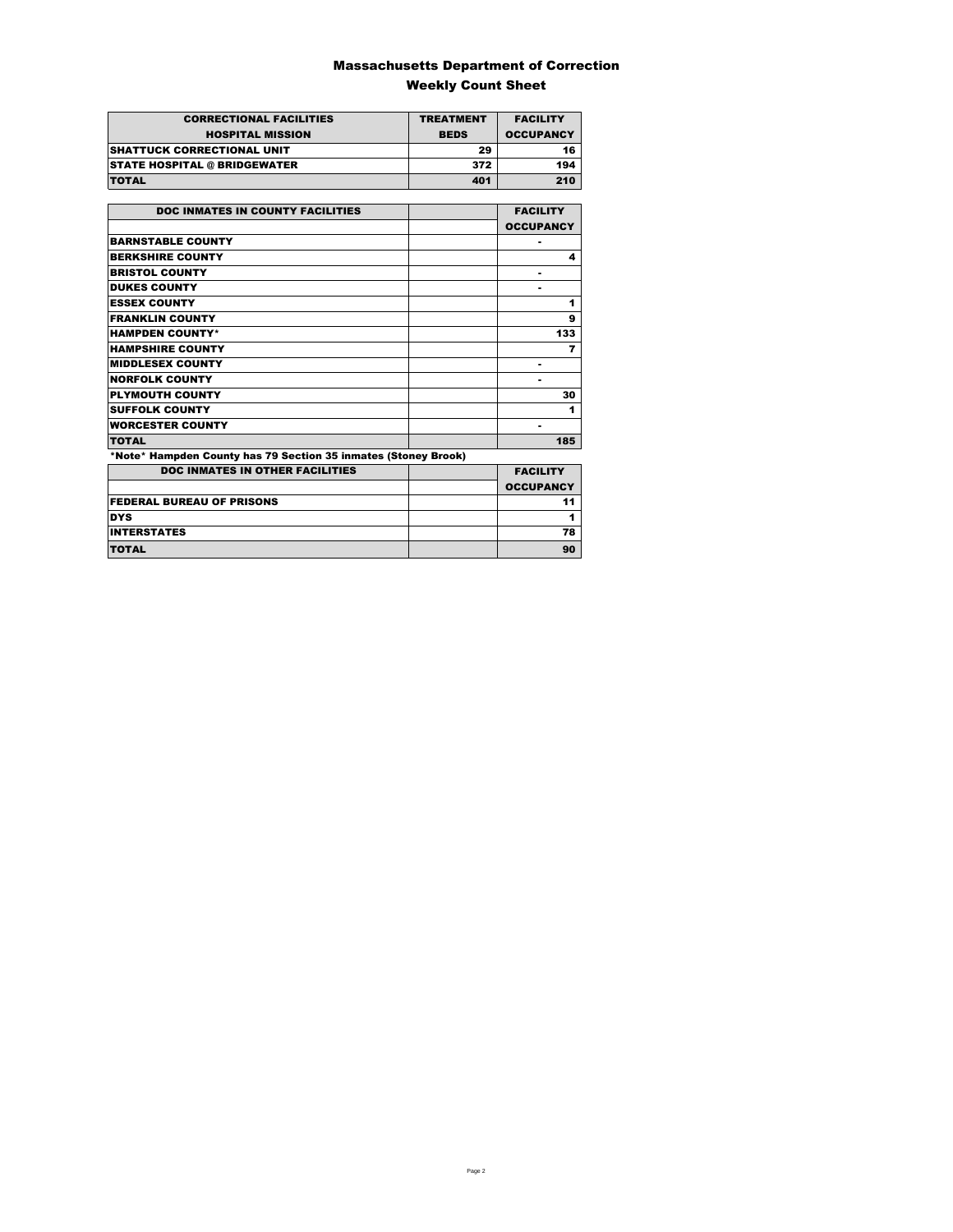# Massachusetts Department of Correction

## Weekly Count Sheet

| CORRECTIONAL FACILITIES HOSPITAL MISSION | TREATMENT BEDS | FACILITY OCCUPANCY |
|---|---|---|
| SHATTUCK CORRECTIONAL UNIT | 29 | 16 |
| STATE HOSPITAL @ BRIDGEWATER | 372 | 194 |
| TOTAL | 401 | 210 |

| DOC INMATES IN COUNTY FACILITIES | | FACILITY OCCUPANCY |
|---|---|---|
| BARNSTABLE COUNTY | | - |
| BERKSHIRE COUNTY | | 4 |
| BRISTOL COUNTY | | - |
| DUKES COUNTY | | - |
| ESSEX COUNTY | | 1 |
| FRANKLIN COUNTY | | 9 |
| HAMPDEN COUNTY* | | 133 |
| HAMPSHIRE COUNTY | | 7 |
| MIDDLESEX COUNTY | | - |
| NORFOLK COUNTY | | - |
| PLYMOUTH COUNTY | | 30 |
| SUFFOLK COUNTY | | 1 |
| WORCESTER COUNTY | | - |
| TOTAL | | 185 |

*Note* Hampden County has 79 Section 35 inmates (Stoney Brook)

| DOC INMATES IN OTHER FACILITIES | | FACILITY OCCUPANCY |
|---|---|---|
| FEDERAL BUREAU OF PRISONS | | 11 |
| DYS | | 1 |
| INTERSTATES | | 78 |
| TOTAL | | 90 |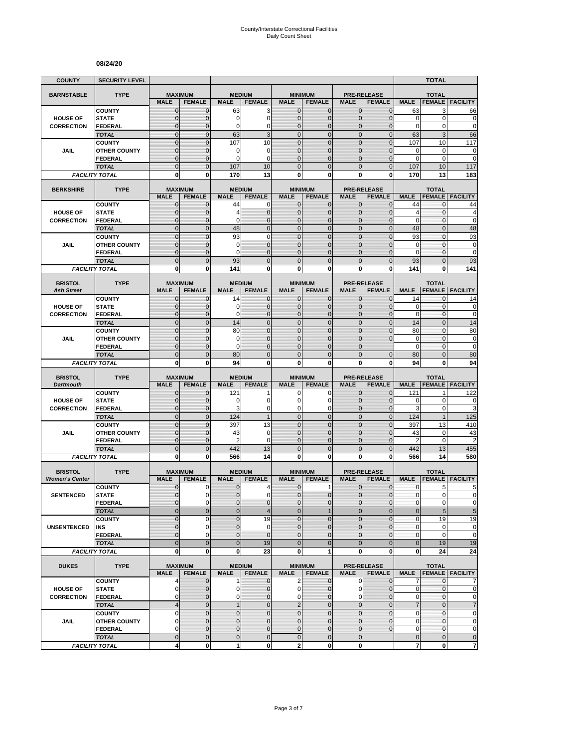# County/Interstate Correctional Facilities
## Daily Count Sheet

**08/24/20**

| COUNTY | SECURITY LEVEL | | | | | | | | | | TOTAL | |
|---|---|---|---|---|---|---|---|---|---|---|---|---|
| **BARNSTABLE** | **TYPE** | **MAXIMUM** | | **MEDIUM** | | **MINIMUM** | | **PRE-RELEASE** | | **TOTAL** | | |
| | | **MALE** | **FEMALE** | **MALE** | **FEMALE** | **MALE** | **FEMALE** | **MALE** | **FEMALE** | **MALE** | **FEMALE** | **FACILITY** |
| **HOUSE OF CORRECTION** | COUNTY | 0 | 0 | 63 | 3 | 0 | 0 | 0 | 0 | 63 | 3 | 66 |
| | STATE | 0 | 0 | 0 | 0 | 0 | 0 | 0 | 0 | 0 | 0 | 0 |
| | FEDERAL | 0 | 0 | 0 | 0 | 0 | 0 | 0 | 0 | 0 | 0 | 0 |
| | *TOTAL* | 0 | 0 | 63 | 3 | 0 | 0 | 0 | 0 | 63 | 3 | 66 |
| **JAIL** | COUNTY | 0 | 0 | 107 | 10 | 0 | 0 | 0 | 0 | 107 | 10 | 117 |
| | OTHER COUNTY | 0 | 0 | 0 | 0 | 0 | 0 | 0 | 0 | 0 | 0 | 0 |
| | FEDERAL | 0 | 0 | 0 | 0 | 0 | 0 | 0 | 0 | 0 | 0 | 0 |
| | *TOTAL* | 0 | 0 | 107 | 10 | 0 | 0 | 0 | 0 | 107 | 10 | 117 |
| *FACILITY TOTAL* | | **0** | **0** | **170** | **13** | **0** | **0** | **0** | **0** | **170** | **13** | **183** |

| COUNTY | TYPE | MAXIMUM | | MEDIUM | | MINIMUM | | PRE-RELEASE | | TOTAL | | |
|---|---|---|---|---|---|---|---|---|---|---|---|---|
| **BERKSHIRE** | | **MALE** | **FEMALE** | **MALE** | **FEMALE** | **MALE** | **FEMALE** | **MALE** | **FEMALE** | **MALE** | **FEMALE** | **FACILITY** |
| **HOUSE OF CORRECTION** | COUNTY | 0 | 0 | 44 | 0 | 0 | 0 | 0 | 0 | 44 | 0 | 44 |
| | STATE | 0 | 0 | 4 | 0 | 0 | 0 | 0 | 0 | 4 | 0 | 4 |
| | FEDERAL | 0 | 0 | 0 | 0 | 0 | 0 | 0 | 0 | 0 | 0 | 0 |
| | *TOTAL* | 0 | 0 | 48 | 0 | 0 | 0 | 0 | 0 | 48 | 0 | 48 |
| **JAIL** | COUNTY | 0 | 0 | 93 | 0 | 0 | 0 | 0 | 0 | 93 | 0 | 93 |
| | OTHER COUNTY | 0 | 0 | 0 | 0 | 0 | 0 | 0 | 0 | 0 | 0 | 0 |
| | FEDERAL | 0 | 0 | 0 | 0 | 0 | 0 | 0 | 0 | 0 | 0 | 0 |
| | *TOTAL* | 0 | 0 | 93 | 0 | 0 | 0 | 0 | 0 | 93 | 0 | 93 |
| *FACILITY TOTAL* | | **0** | **0** | **141** | **0** | **0** | **0** | **0** | **0** | **141** | **0** | **141** |

| COUNTY | TYPE | MAXIMUM | | MEDIUM | | MINIMUM | | PRE-RELEASE | | TOTAL | | |
|---|---|---|---|---|---|---|---|---|---|---|---|---|
| **BRISTOL** *Ash Street* | | **MALE** | **FEMALE** | **MALE** | **FEMALE** | **MALE** | **FEMALE** | **MALE** | **FEMALE** | **MALE** | **FEMALE** | **FACILITY** |
| **HOUSE OF CORRECTION** | COUNTY | 0 | 0 | 14 | 0 | 0 | 0 | 0 | 0 | 14 | 0 | 14 |
| | STATE | 0 | 0 | 0 | 0 | 0 | 0 | 0 | 0 | 0 | 0 | 0 |
| | FEDERAL | 0 | 0 | 0 | 0 | 0 | 0 | 0 | 0 | 0 | 0 | 0 |
| | *TOTAL* | 0 | 0 | 14 | 0 | 0 | 0 | 0 | 0 | 14 | 0 | 14 |
| **JAIL** | COUNTY | 0 | 0 | 80 | 0 | 0 | 0 | 0 | 0 | 80 | 0 | 80 |
| | OTHER COUNTY | 0 | 0 | 0 | 0 | 0 | 0 | 0 | 0 | 0 | 0 | 0 |
| | FEDERAL | 0 | 0 | 0 | 0 | 0 | 0 | 0 | | 0 | 0 | 0 |
| | *TOTAL* | 0 | 0 | 80 | 0 | 0 | 0 | 0 | 0 | 80 | 0 | 80 |
| *FACILITY TOTAL* | | **0** | **0** | **94** | **0** | **0** | **0** | **0** | **0** | **94** | **0** | **94** |

| COUNTY | TYPE | MAXIMUM | | MEDIUM | | MINIMUM | | PRE-RELEASE | | TOTAL | | |
|---|---|---|---|---|---|---|---|---|---|---|---|---|
| **BRISTOL** *Dartmouth* | | **MALE** | **FEMALE** | **MALE** | **FEMALE** | **MALE** | **FEMALE** | **MALE** | **FEMALE** | **MALE** | **FEMALE** | **FACILITY** |
| **HOUSE OF CORRECTION** | COUNTY | 0 | 0 | 121 | 1 | 0 | 0 | 0 | 0 | 121 | 1 | 122 |
| | STATE | 0 | 0 | 0 | 0 | 0 | 0 | 0 | 0 | 0 | 0 | 0 |
| | FEDERAL | 0 | 0 | 3 | 0 | 0 | 0 | 0 | 0 | 3 | 0 | 3 |
| | *TOTAL* | 0 | 0 | 124 | 1 | 0 | 0 | 0 | 0 | 124 | 1 | 125 |
| **JAIL** | COUNTY | 0 | 0 | 397 | 13 | 0 | 0 | 0 | 0 | 397 | 13 | 410 |
| | OTHER COUNTY | 0 | 0 | 43 | 0 | 0 | 0 | 0 | 0 | 43 | 0 | 43 |
| | FEDERAL | 0 | 0 | 2 | 0 | 0 | 0 | 0 | 0 | 2 | 0 | 2 |
| | *TOTAL* | 0 | 0 | 442 | 13 | 0 | 0 | 0 | 0 | 442 | 13 | 455 |
| *FACILITY TOTAL* | | **0** | **0** | **566** | **14** | **0** | **0** | **0** | **0** | **566** | **14** | **580** |

| COUNTY | TYPE | MAXIMUM | | MEDIUM | | MINIMUM | | PRE-RELEASE | | TOTAL | | |
|---|---|---|---|---|---|---|---|---|---|---|---|---|
| **BRISTOL** *Women's Center* | | **MALE** | **FEMALE** | **MALE** | **FEMALE** | **MALE** | **FEMALE** | **MALE** | **FEMALE** | **MALE** | **FEMALE** | **FACILITY** |
| **SENTENCED** | COUNTY | 0 | 0 | 0 | 4 | 0 | 1 | 0 | 0 | 0 | 5 | 5 |
| | STATE | 0 | 0 | 0 | 0 | 0 | 0 | 0 | 0 | 0 | 0 | 0 |
| | FEDERAL | 0 | 0 | 0 | 0 | 0 | 0 | 0 | 0 | 0 | 0 | 0 |
| | *TOTAL* | 0 | 0 | 0 | 4 | 0 | 1 | 0 | 0 | 0 | 5 | 5 |
| **UNSENTENCED** | COUNTY | 0 | 0 | 0 | 19 | 0 | 0 | 0 | 0 | 0 | 19 | 19 |
| | INS | 0 | 0 | 0 | 0 | 0 | 0 | 0 | 0 | 0 | 0 | 0 |
| | FEDERAL | 0 | 0 | 0 | 0 | 0 | 0 | 0 | 0 | 0 | 0 | 0 |
| | *TOTAL* | 0 | 0 | 0 | 19 | 0 | 0 | 0 | 0 | 0 | 19 | 19 |
| *FACILITY TOTAL* | | **0** | **0** | **0** | **23** | **0** | **1** | **0** | **0** | **0** | **24** | **24** |

| COUNTY | TYPE | MAXIMUM | | MEDIUM | | MINIMUM | | PRE-RELEASE | | TOTAL | | |
|---|---|---|---|---|---|---|---|---|---|---|---|---|
| **DUKES** | | **MALE** | **FEMALE** | **MALE** | **FEMALE** | **MALE** | **FEMALE** | **MALE** | **FEMALE** | **MALE** | **FEMALE** | **FACILITY** |
| **HOUSE OF CORRECTION** | COUNTY | 4 | 0 | 1 | 0 | 2 | 0 | 0 | 0 | 7 | 0 | 7 |
| | STATE | 0 | 0 | 0 | 0 | 0 | 0 | 0 | 0 | 0 | 0 | 0 |
| | FEDERAL | 0 | 0 | 0 | 0 | 0 | 0 | 0 | 0 | 0 | 0 | 0 |
| | *TOTAL* | 4 | 0 | 1 | 0 | 2 | 0 | 0 | 0 | 7 | 0 | 7 |
| **JAIL** | COUNTY | 0 | 0 | 0 | 0 | 0 | 0 | 0 | 0 | 0 | 0 | 0 |
| | OTHER COUNTY | 0 | 0 | 0 | 0 | 0 | 0 | 0 | 0 | 0 | 0 | 0 |
| | FEDERAL | 0 | 0 | 0 | 0 | 0 | 0 | 0 | 0 | 0 | 0 | 0 |
| | *TOTAL* | 0 | 0 | 0 | 0 | 0 | 0 | 0 | | 0 | 0 | 0 |
| *FACILITY TOTAL* | | **4** | **0** | **1** | **0** | **2** | **0** | **0** | | **7** | **0** | **7** |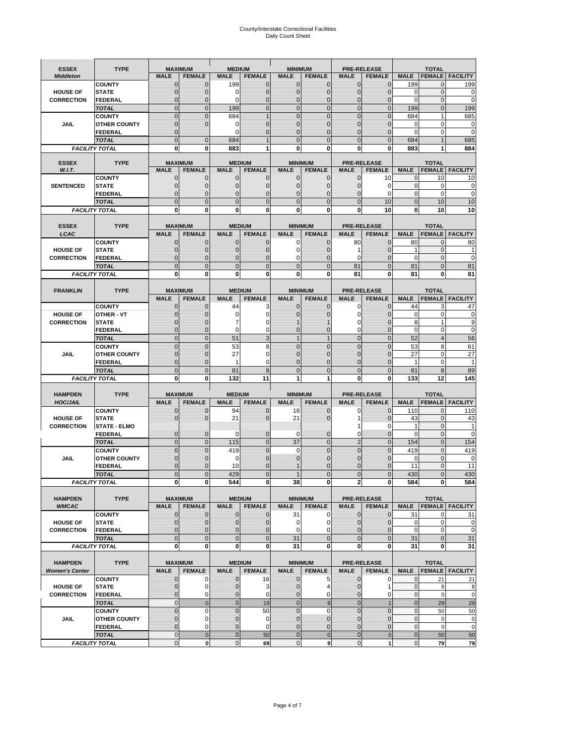# County/Interstate Correctional Facilities
## Daily Count Sheet

| ESSEX *Middleton* | TYPE | MAXIMUM MALE | MAXIMUM FEMALE | MEDIUM MALE | MEDIUM FEMALE | MINIMUM MALE | MINIMUM FEMALE | PRE-RELEASE MALE | PRE-RELEASE FEMALE | TOTAL MALE | TOTAL FEMALE | TOTAL FACILITY |
|---|---|---|---|---|---|---|---|---|---|---|---|---|
| | COUNTY | 0 | 0 | 199 | 0 | 0 | 0 | 0 | 0 | 199 | 0 | 199 |
| HOUSE OF | STATE | 0 | 0 | 0 | 0 | 0 | 0 | 0 | 0 | 0 | 0 | 0 |
| CORRECTION | FEDERAL | 0 | 0 | 0 | 0 | 0 | 0 | 0 | 0 | 0 | 0 | 0 |
| | *TOTAL* | 0 | 0 | 199 | 0 | 0 | 0 | 0 | 0 | 199 | 0 | 199 |
| | COUNTY | 0 | 0 | 684 | 1 | 0 | 0 | 0 | 0 | 684 | 1 | 685 |
| JAIL | OTHER COUNTY | 0 | 0 | 0 | 0 | 0 | 0 | 0 | 0 | 0 | 0 | 0 |
| | FEDERAL | 0 | | 0 | 0 | 0 | 0 | 0 | 0 | 0 | 0 | 0 |
| | *TOTAL* | 0 | 0 | 684 | 1 | 0 | 0 | 0 | 0 | 684 | 1 | 685 |
| *FACILITY TOTAL* | | 0 | 0 | 883 | 1 | 0 | 0 | 0 | 0 | 883 | 1 | 884 |

| ESSEX *W.I.T.* | TYPE | MAXIMUM MALE | MAXIMUM FEMALE | MEDIUM MALE | MEDIUM FEMALE | MINIMUM MALE | MINIMUM FEMALE | PRE-RELEASE MALE | PRE-RELEASE FEMALE | TOTAL MALE | TOTAL FEMALE | TOTAL FACILITY |
|---|---|---|---|---|---|---|---|---|---|---|---|---|
| | COUNTY | 0 | 0 | 0 | 0 | 0 | 0 | 0 | 10 | 0 | 10 | 10 |
| SENTENCED | STATE | 0 | 0 | 0 | 0 | 0 | 0 | 0 | 0 | 0 | 0 | 0 |
| | FEDERAL | 0 | 0 | 0 | 0 | 0 | 0 | 0 | 0 | 0 | 0 | 0 |
| | *TOTAL* | 0 | 0 | 0 | 0 | 0 | 0 | 0 | 10 | 0 | 10 | 10 |
| *FACILITY TOTAL* | | 0 | 0 | 0 | 0 | 0 | 0 | 0 | 10 | 0 | 10 | 10 |

| ESSEX *LCAC* | TYPE | MAXIMUM MALE | MAXIMUM FEMALE | MEDIUM MALE | MEDIUM FEMALE | MINIMUM MALE | MINIMUM FEMALE | PRE-RELEASE MALE | PRE-RELEASE FEMALE | TOTAL MALE | TOTAL FEMALE | TOTAL FACILITY |
|---|---|---|---|---|---|---|---|---|---|---|---|---|
| | COUNTY | 0 | 0 | 0 | 0 | 0 | 0 | 80 | 0 | 80 | 0 | 80 |
| HOUSE OF | STATE | 0 | 0 | 0 | 0 | 0 | 0 | 1 | 0 | 1 | 0 | 1 |
| CORRECTION | FEDERAL | 0 | 0 | 0 | 0 | 0 | 0 | 0 | 0 | 0 | 0 | 0 |
| | *TOTAL* | 0 | 0 | 0 | 0 | 0 | 0 | 81 | 0 | 81 | 0 | 81 |
| *FACILITY TOTAL* | | 0 | 0 | 0 | 0 | 0 | 0 | 81 | 0 | 81 | 0 | 81 |

| FRANKLIN | TYPE | MAXIMUM MALE | MAXIMUM FEMALE | MEDIUM MALE | MEDIUM FEMALE | MINIMUM MALE | MINIMUM FEMALE | PRE-RELEASE MALE | PRE-RELEASE FEMALE | TOTAL MALE | TOTAL FEMALE | TOTAL FACILITY |
|---|---|---|---|---|---|---|---|---|---|---|---|---|
| | COUNTY | 0 | 0 | 44 | 3 | 0 | 0 | 0 | 0 | 44 | 3 | 47 |
| HOUSE OF | OTHER - VT | 0 | 0 | 0 | 0 | 0 | 0 | 0 | 0 | 0 | 0 | 0 |
| CORRECTION | STATE | 0 | 0 | 7 | 0 | 1 | 1 | 0 | 0 | 8 | 1 | 9 |
| | FEDERAL | 0 | 0 | 0 | 0 | 0 | 0 | 0 | 0 | 0 | 0 | 0 |
| | *TOTAL* | 0 | 0 | 51 | 3 | 1 | 1 | 0 | 0 | 52 | 4 | 56 |
| | COUNTY | 0 | 0 | 53 | 8 | 0 | 0 | 0 | 0 | 53 | 8 | 61 |
| JAIL | OTHER COUNTY | 0 | 0 | 27 | 0 | 0 | 0 | 0 | 0 | 27 | 0 | 27 |
| | FEDERAL | 0 | 0 | 1 | 0 | 0 | 0 | 0 | 0 | 1 | 0 | 1 |
| | *TOTAL* | 0 | 0 | 81 | 8 | 0 | 0 | 0 | 0 | 81 | 8 | 89 |
| *FACILITY TOTAL* | | 0 | 0 | 132 | 11 | 1 | 1 | 0 | 0 | 133 | 12 | 145 |

| HAMPDEN *HOC/JAIL* | TYPE | MAXIMUM MALE | MAXIMUM FEMALE | MEDIUM MALE | MEDIUM FEMALE | MINIMUM MALE | MINIMUM FEMALE | PRE-RELEASE MALE | PRE-RELEASE FEMALE | TOTAL MALE | TOTAL FEMALE | TOTAL FACILITY |
|---|---|---|---|---|---|---|---|---|---|---|---|---|
| | COUNTY | 0 | 0 | 94 | 0 | 16 | 0 | 0 | 0 | 110 | 0 | 110 |
| HOUSE OF | STATE | 0 | 0 | 21 | 0 | 21 | 0 | 1 | 0 | 43 | 0 | 43 |
| CORRECTION | STATE - ELMO | | | | | | | 1 | 0 | 1 | 0 | 1 |
| | FEDERAL | 0 | 0 | 0 | 0 | 0 | 0 | 0 | 0 | 0 | 0 | 0 |
| | *TOTAL* | 0 | 0 | 115 | 0 | 37 | 0 | 2 | 0 | 154 | 0 | 154 |
| | COUNTY | 0 | 0 | 419 | 0 | 0 | 0 | 0 | 0 | 419 | 0 | 419 |
| JAIL | OTHER COUNTY | 0 | 0 | 0 | 0 | 0 | 0 | 0 | 0 | 0 | 0 | 0 |
| | FEDERAL | 0 | 0 | 10 | 0 | 1 | 0 | 0 | 0 | 11 | 0 | 11 |
| | *TOTAL* | 0 | 0 | 429 | 0 | 1 | 0 | 0 | 0 | 430 | 0 | 430 |
| *FACILITY TOTAL* | | 0 | 0 | 544 | 0 | 38 | 0 | 2 | 0 | 584 | 0 | 584 |

| HAMPDEN *WMCAC* | TYPE | MAXIMUM MALE | MAXIMUM FEMALE | MEDIUM MALE | MEDIUM FEMALE | MINIMUM MALE | MINIMUM FEMALE | PRE-RELEASE MALE | PRE-RELEASE FEMALE | TOTAL MALE | TOTAL FEMALE | TOTAL FACILITY |
|---|---|---|---|---|---|---|---|---|---|---|---|---|
| | COUNTY | 0 | 0 | 0 | 0 | 31 | 0 | 0 | 0 | 31 | 0 | 31 |
| HOUSE OF | STATE | 0 | 0 | 0 | 0 | 0 | 0 | 0 | 0 | 0 | 0 | 0 |
| CORRECTION | FEDERAL | 0 | 0 | 0 | 0 | 0 | 0 | 0 | 0 | 0 | 0 | 0 |
| | *TOTAL* | 0 | 0 | 0 | 0 | 31 | 0 | 0 | 0 | 31 | 0 | 31 |
| *FACILITY TOTAL* | | 0 | 0 | 0 | 0 | 31 | 0 | 0 | 0 | 31 | 0 | 31 |

| HAMPDEN *Women's Center* | TYPE | MAXIMUM MALE | MAXIMUM FEMALE | MEDIUM MALE | MEDIUM FEMALE | MINIMUM MALE | MINIMUM FEMALE | PRE-RELEASE MALE | PRE-RELEASE FEMALE | TOTAL MALE | TOTAL FEMALE | TOTAL FACILITY |
|---|---|---|---|---|---|---|---|---|---|---|---|---|
| | COUNTY | 0 | 0 | 0 | 16 | 0 | 5 | 0 | 0 | 0 | 21 | 21 |
| HOUSE OF | STATE | 0 | 0 | 0 | 3 | 0 | 4 | 0 | 1 | 0 | 8 | 8 |
| CORRECTION | FEDERAL | 0 | 0 | 0 | 0 | 0 | 0 | 0 | 0 | 0 | 0 | 0 |
| | *TOTAL* | 0 | 0 | 0 | 19 | 0 | 9 | 0 | 1 | 0 | 29 | 29 |
| | COUNTY | 0 | 0 | 0 | 50 | 0 | 0 | 0 | 0 | 0 | 50 | 50 |
| JAIL | OTHER COUNTY | 0 | 0 | 0 | 0 | 0 | 0 | 0 | 0 | 0 | 0 | 0 |
| | FEDERAL | 0 | 0 | 0 | 0 | 0 | 0 | 0 | 0 | 0 | 0 | 0 |
| | *TOTAL* | 0 | 0 | 0 | 50 | 0 | 0 | 0 | 0 | 0 | 50 | 50 |
| *FACILITY TOTAL* | | 0 | 0 | 0 | 69 | 0 | 9 | 0 | 1 | 0 | 79 | 79 |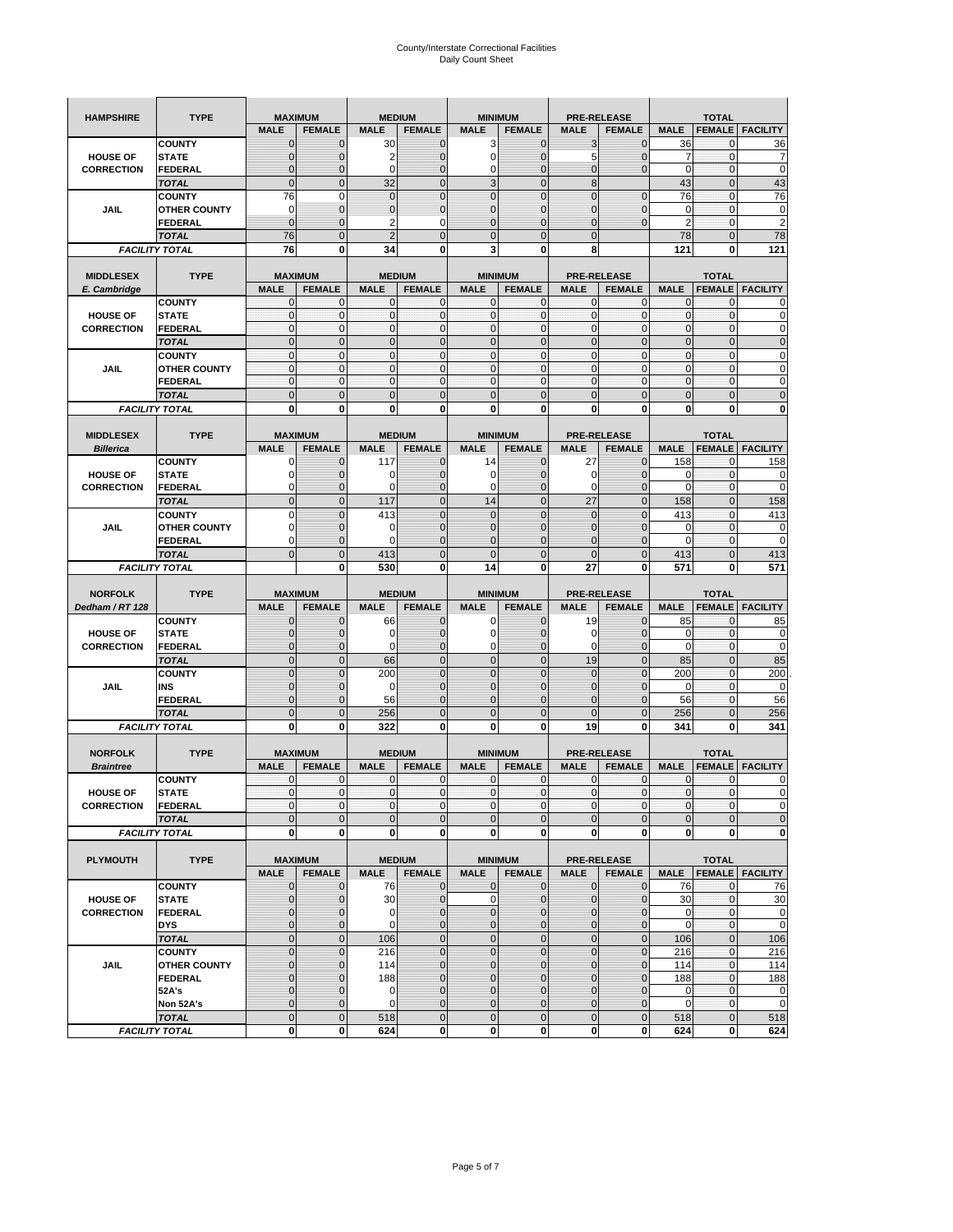# County/Interstate Correctional Facilities
Daily Count Sheet

| HAMPSHIRE | TYPE | MAXIMUM | | MEDIUM | | MINIMUM | | PRE-RELEASE | | TOTAL | | |
|---|---|---|---|---|---|---|---|---|---|---|---|---|
| | | MALE | FEMALE | MALE | FEMALE | MALE | FEMALE | MALE | FEMALE | MALE | FEMALE | FACILITY |
| HOUSE OF CORRECTION | COUNTY | 0 | 0 | 30 | 0 | 3 | 0 | 3 | 0 | 36 | 0 | 36 |
| | STATE | 0 | 0 | 2 | 0 | 0 | 0 | 5 | 0 | 7 | 0 | 7 |
| | FEDERAL | 0 | 0 | 0 | 0 | 0 | 0 | 0 | 0 | 0 | 0 | 0 |
| | TOTAL | 0 | 0 | 32 | 0 | 3 | 0 | 8 | | 43 | 0 | 43 |
| JAIL | COUNTY | 76 | 0 | 0 | 0 | 0 | 0 | 0 | 0 | 76 | 0 | 76 |
| | OTHER COUNTY | 0 | 0 | 0 | 0 | 0 | 0 | 0 | 0 | 0 | 0 | 0 |
| | FEDERAL | 0 | 0 | 2 | 0 | 0 | 0 | 0 | 0 | 2 | 0 | 2 |
| | TOTAL | 76 | 0 | 2 | 0 | 0 | 0 | 0 | | 78 | 0 | 78 |
| FACILITY TOTAL | | 76 | 0 | 34 | 0 | 3 | 0 | 8 | | 121 | 0 | 121 |

| MIDDLESEX E. Cambridge | TYPE | MAXIMUM | | MEDIUM | | MINIMUM | | PRE-RELEASE | | TOTAL | | |
|---|---|---|---|---|---|---|---|---|---|---|---|---|
| | | MALE | FEMALE | MALE | FEMALE | MALE | FEMALE | MALE | FEMALE | MALE | FEMALE | FACILITY |
| HOUSE OF CORRECTION | COUNTY | 0 | 0 | 0 | 0 | 0 | 0 | 0 | 0 | 0 | 0 | 0 |
| | STATE | 0 | 0 | 0 | 0 | 0 | 0 | 0 | 0 | 0 | 0 | 0 |
| | FEDERAL | 0 | 0 | 0 | 0 | 0 | 0 | 0 | 0 | 0 | 0 | 0 |
| | TOTAL | 0 | 0 | 0 | 0 | 0 | 0 | 0 | 0 | 0 | 0 | 0 |
| JAIL | COUNTY | 0 | 0 | 0 | 0 | 0 | 0 | 0 | 0 | 0 | 0 | 0 |
| | OTHER COUNTY | 0 | 0 | 0 | 0 | 0 | 0 | 0 | 0 | 0 | 0 | 0 |
| | FEDERAL | 0 | 0 | 0 | 0 | 0 | 0 | 0 | 0 | 0 | 0 | 0 |
| | TOTAL | 0 | 0 | 0 | 0 | 0 | 0 | 0 | 0 | 0 | 0 | 0 |
| FACILITY TOTAL | | 0 | 0 | 0 | 0 | 0 | 0 | 0 | 0 | 0 | 0 | 0 |

| MIDDLESEX Billerica | TYPE | MAXIMUM | | MEDIUM | | MINIMUM | | PRE-RELEASE | | TOTAL | | |
|---|---|---|---|---|---|---|---|---|---|---|---|---|
| | | MALE | FEMALE | MALE | FEMALE | MALE | FEMALE | MALE | FEMALE | MALE | FEMALE | FACILITY |
| HOUSE OF CORRECTION | COUNTY | 0 | 0 | 117 | 0 | 14 | 0 | 27 | 0 | 158 | 0 | 158 |
| | STATE | 0 | 0 | 0 | 0 | 0 | 0 | 0 | 0 | 0 | 0 | 0 |
| | FEDERAL | 0 | 0 | 0 | 0 | 0 | 0 | 0 | 0 | 0 | 0 | 0 |
| | TOTAL | 0 | 0 | 117 | 0 | 14 | 0 | 27 | 0 | 158 | 0 | 158 |
| JAIL | COUNTY | 0 | 0 | 413 | 0 | 0 | 0 | 0 | 0 | 413 | 0 | 413 |
| | OTHER COUNTY | 0 | 0 | 0 | 0 | 0 | 0 | 0 | 0 | 0 | 0 | 0 |
| | FEDERAL | 0 | 0 | 0 | 0 | 0 | 0 | 0 | 0 | 0 | 0 | 0 |
| | TOTAL | 0 | 0 | 413 | 0 | 0 | 0 | 0 | 0 | 413 | 0 | 413 |
| FACILITY TOTAL | | | 0 | 530 | 0 | 14 | 0 | 27 | 0 | 571 | 0 | 571 |

| NORFOLK Dedham / RT 128 | TYPE | MAXIMUM | | MEDIUM | | MINIMUM | | PRE-RELEASE | | TOTAL | | |
|---|---|---|---|---|---|---|---|---|---|---|---|---|
| | | MALE | FEMALE | MALE | FEMALE | MALE | FEMALE | MALE | FEMALE | MALE | FEMALE | FACILITY |
| HOUSE OF CORRECTION | COUNTY | 0 | 0 | 66 | 0 | 0 | 0 | 19 | 0 | 85 | 0 | 85 |
| | STATE | 0 | 0 | 0 | 0 | 0 | 0 | 0 | 0 | 0 | 0 | 0 |
| | FEDERAL | 0 | 0 | 0 | 0 | 0 | 0 | 0 | 0 | 0 | 0 | 0 |
| | TOTAL | 0 | 0 | 66 | 0 | 0 | 0 | 19 | 0 | 85 | 0 | 85 |
| JAIL | COUNTY | 0 | 0 | 200 | 0 | 0 | 0 | 0 | 0 | 200 | 0 | 200 |
| | INS | 0 | 0 | 0 | 0 | 0 | 0 | 0 | 0 | 0 | 0 | 0 |
| | FEDERAL | 0 | 0 | 56 | 0 | 0 | 0 | 0 | 0 | 56 | 0 | 56 |
| | TOTAL | 0 | 0 | 256 | 0 | 0 | 0 | 0 | 0 | 256 | 0 | 256 |
| FACILITY TOTAL | | 0 | 0 | 322 | 0 | 0 | 0 | 19 | 0 | 341 | 0 | 341 |

| NORFOLK Braintree | TYPE | MAXIMUM | | MEDIUM | | MINIMUM | | PRE-RELEASE | | TOTAL | | |
|---|---|---|---|---|---|---|---|---|---|---|---|---|
| | | MALE | FEMALE | MALE | FEMALE | MALE | FEMALE | MALE | FEMALE | MALE | FEMALE | FACILITY |
| HOUSE OF CORRECTION | COUNTY | 0 | 0 | 0 | 0 | 0 | 0 | 0 | 0 | 0 | 0 | 0 |
| | STATE | 0 | 0 | 0 | 0 | 0 | 0 | 0 | 0 | 0 | 0 | 0 |
| | FEDERAL | 0 | 0 | 0 | 0 | 0 | 0 | 0 | 0 | 0 | 0 | 0 |
| | TOTAL | 0 | 0 | 0 | 0 | 0 | 0 | 0 | 0 | 0 | 0 | 0 |
| FACILITY TOTAL | | 0 | 0 | 0 | 0 | 0 | 0 | 0 | 0 | 0 | 0 | 0 |

| PLYMOUTH | TYPE | MAXIMUM | | MEDIUM | | MINIMUM | | PRE-RELEASE | | TOTAL | | |
|---|---|---|---|---|---|---|---|---|---|---|---|---|
| | | MALE | FEMALE | MALE | FEMALE | MALE | FEMALE | MALE | FEMALE | MALE | FEMALE | FACILITY |
| HOUSE OF CORRECTION | COUNTY | 0 | 0 | 76 | 0 | 0 | 0 | 0 | 0 | 76 | 0 | 76 |
| | STATE | 0 | 0 | 30 | 0 | 0 | 0 | 0 | 0 | 30 | 0 | 30 |
| | FEDERAL | 0 | 0 | 0 | 0 | 0 | 0 | 0 | 0 | 0 | 0 | 0 |
| | DYS | 0 | 0 | 0 | 0 | 0 | 0 | 0 | 0 | 0 | 0 | 0 |
| | TOTAL | 0 | 0 | 106 | 0 | 0 | 0 | 0 | 0 | 106 | 0 | 106 |
| JAIL | COUNTY | 0 | 0 | 216 | 0 | 0 | 0 | 0 | 0 | 216 | 0 | 216 |
| | OTHER COUNTY | 0 | 0 | 114 | 0 | 0 | 0 | 0 | 0 | 114 | 0 | 114 |
| | FEDERAL | 0 | 0 | 188 | 0 | 0 | 0 | 0 | 0 | 188 | 0 | 188 |
| | 52A's | 0 | 0 | 0 | 0 | 0 | 0 | 0 | 0 | 0 | 0 | 0 |
| | Non 52A's | 0 | 0 | 0 | 0 | 0 | 0 | 0 | 0 | 0 | 0 | 0 |
| | TOTAL | 0 | 0 | 518 | 0 | 0 | 0 | 0 | 0 | 518 | 0 | 518 |
| FACILITY TOTAL | | 0 | 0 | 624 | 0 | 0 | 0 | 0 | 0 | 624 | 0 | 624 |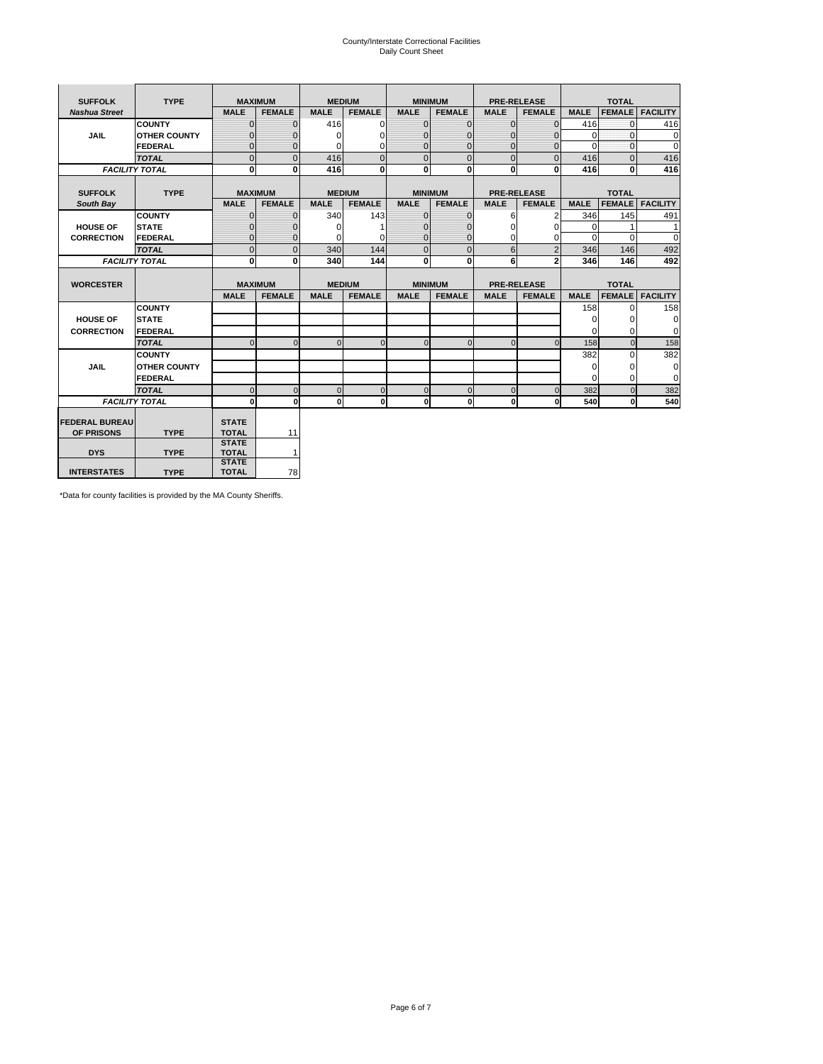# County/Interstate Correctional Facilities
Daily Count Sheet

| SUFFOLK | TYPE | MAXIMUM | | MEDIUM | | MINIMUM | | PRE-RELEASE | | TOTAL | | |
|---|---|---|---|---|---|---|---|---|---|---|---|---|
| *Nashua Street* | | MALE | FEMALE | MALE | FEMALE | MALE | FEMALE | MALE | FEMALE | MALE | FEMALE | FACILITY |
| JAIL | COUNTY | 0 | 0 | 416 | 0 | 0 | 0 | 0 | 0 | 416 | 0 | 416 |
| | OTHER COUNTY | 0 | 0 | 0 | 0 | 0 | 0 | 0 | 0 | 0 | 0 | 0 |
| | FEDERAL | 0 | 0 | 0 | 0 | 0 | 0 | 0 | 0 | 0 | 0 | 0 |
| | *TOTAL* | 0 | 0 | 416 | 0 | 0 | 0 | 0 | 0 | 416 | 0 | 416 |
| *FACILITY TOTAL* | | 0 | 0 | 416 | 0 | 0 | 0 | 0 | 0 | 416 | 0 | 416 |

| SUFFOLK | TYPE | MAXIMUM | | MEDIUM | | MINIMUM | | PRE-RELEASE | | TOTAL | | |
|---|---|---|---|---|---|---|---|---|---|---|---|---|
| *South Bay* | | MALE | FEMALE | MALE | FEMALE | MALE | FEMALE | MALE | FEMALE | MALE | FEMALE | FACILITY |
| HOUSE OF CORRECTION | COUNTY | 0 | 0 | 340 | 143 | 0 | 0 | 6 | 2 | 346 | 145 | 491 |
| | STATE | 0 | 0 | 0 | 1 | 0 | 0 | 0 | 0 | 0 | 1 | 1 |
| | FEDERAL | 0 | 0 | 0 | 0 | 0 | 0 | 0 | 0 | 0 | 0 | 0 |
| | *TOTAL* | 0 | 0 | 340 | 144 | 0 | 0 | 6 | 2 | 346 | 146 | 492 |
| *FACILITY TOTAL* | | 0 | 0 | 340 | 144 | 0 | 0 | 6 | 2 | 346 | 146 | 492 |

| WORCESTER | | MAXIMUM | | MEDIUM | | MINIMUM | | PRE-RELEASE | | TOTAL | | |
|---|---|---|---|---|---|---|---|---|---|---|---|---|
| | | MALE | FEMALE | MALE | FEMALE | MALE | FEMALE | MALE | FEMALE | MALE | FEMALE | FACILITY |
| HOUSE OF CORRECTION | COUNTY | | | | | | | | | 158 | 0 | 158 |
| | STATE | | | | | | | | | 0 | 0 | 0 |
| | FEDERAL | | | | | | | | | 0 | 0 | 0 |
| | *TOTAL* | 0 | 0 | 0 | 0 | 0 | 0 | 0 | 0 | 158 | 0 | 158 |
| JAIL | COUNTY | | | | | | | | | 382 | 0 | 382 |
| | OTHER COUNTY | | | | | | | | | 0 | 0 | 0 |
| | FEDERAL | | | | | | | | | 0 | 0 | 0 |
| | *TOTAL* | 0 | 0 | 0 | 0 | 0 | 0 | 0 | 0 | 382 | 0 | 382 |
| *FACILITY TOTAL* | | 0 | 0 | 0 | 0 | 0 | 0 | 0 | 0 | 540 | 0 | 540 |

| | | | |
|---|---|---|---|
| FEDERAL BUREAU OF PRISONS | TYPE | STATE TOTAL | 11 |
| DYS | TYPE | STATE TOTAL | 1 |
| INTERSTATES | TYPE | STATE TOTAL | 78 |

*Data for county facilities is provided by the MA County Sheriffs.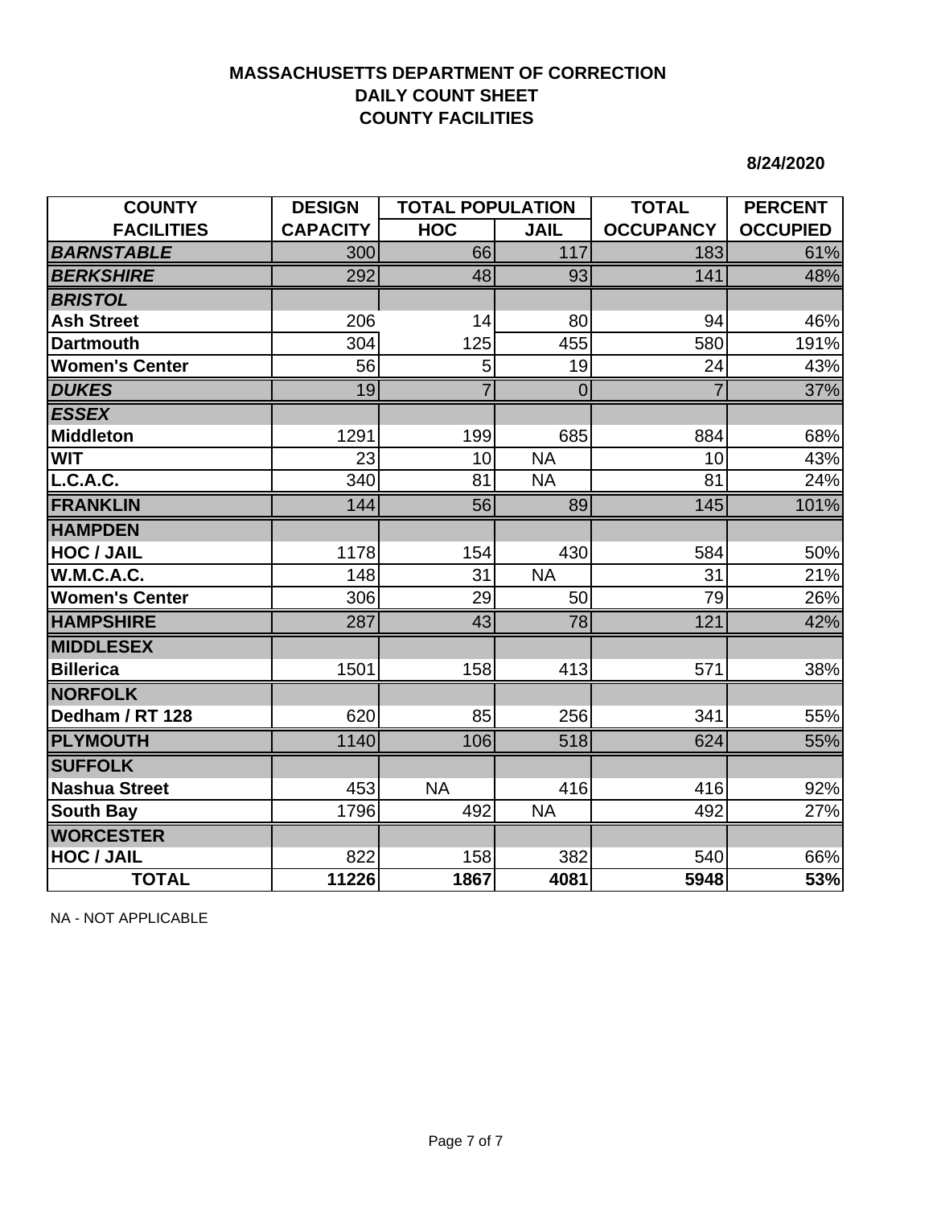# MASSACHUSETTS DEPARTMENT OF CORRECTION
## DAILY COUNT SHEET
## COUNTY FACILITIES

**8/24/2020**

| COUNTY FACILITIES | DESIGN CAPACITY | TOTAL POPULATION | | TOTAL OCCUPANCY | PERCENT OCCUPIED |
|---|---|---|---|---|---|
| | | HOC | JAIL | | |
| ***BARNSTABLE*** | 300 | 66 | 117 | 183 | 61% |
| ***BERKSHIRE*** | 292 | 48 | 93 | 141 | 48% |
| ***BRISTOL*** | | | | | |
| **Ash Street** | 206 | 14 | 80 | 94 | 46% |
| **Dartmouth** | 304 | 125 | 455 | 580 | 191% |
| **Women's Center** | 56 | 5 | 19 | 24 | 43% |
| ***DUKES*** | 19 | 7 | 0 | 7 | 37% |
| ***ESSEX*** | | | | | |
| **Middleton** | 1291 | 199 | 685 | 884 | 68% |
| **WIT** | 23 | 10 | NA | 10 | 43% |
| **L.C.A.C.** | 340 | 81 | NA | 81 | 24% |
| **FRANKLIN** | 144 | 56 | 89 | 145 | 101% |
| **HAMPDEN** | | | | | |
| **HOC / JAIL** | 1178 | 154 | 430 | 584 | 50% |
| **W.M.C.A.C.** | 148 | 31 | NA | 31 | 21% |
| **Women's Center** | 306 | 29 | 50 | 79 | 26% |
| **HAMPSHIRE** | 287 | 43 | 78 | 121 | 42% |
| **MIDDLESEX** | | | | | |
| **Billerica** | 1501 | 158 | 413 | 571 | 38% |
| **NORFOLK** | | | | | |
| **Dedham / RT 128** | 620 | 85 | 256 | 341 | 55% |
| **PLYMOUTH** | 1140 | 106 | 518 | 624 | 55% |
| **SUFFOLK** | | | | | |
| **Nashua Street** | 453 | NA | 416 | 416 | 92% |
| **South Bay** | 1796 | 492 | NA | 492 | 27% |
| **WORCESTER** | | | | | |
| **HOC / JAIL** | 822 | 158 | 382 | 540 | 66% |
| **TOTAL** | **11226** | **1867** | **4081** | **5948** | **53%** |

NA - NOT APPLICABLE